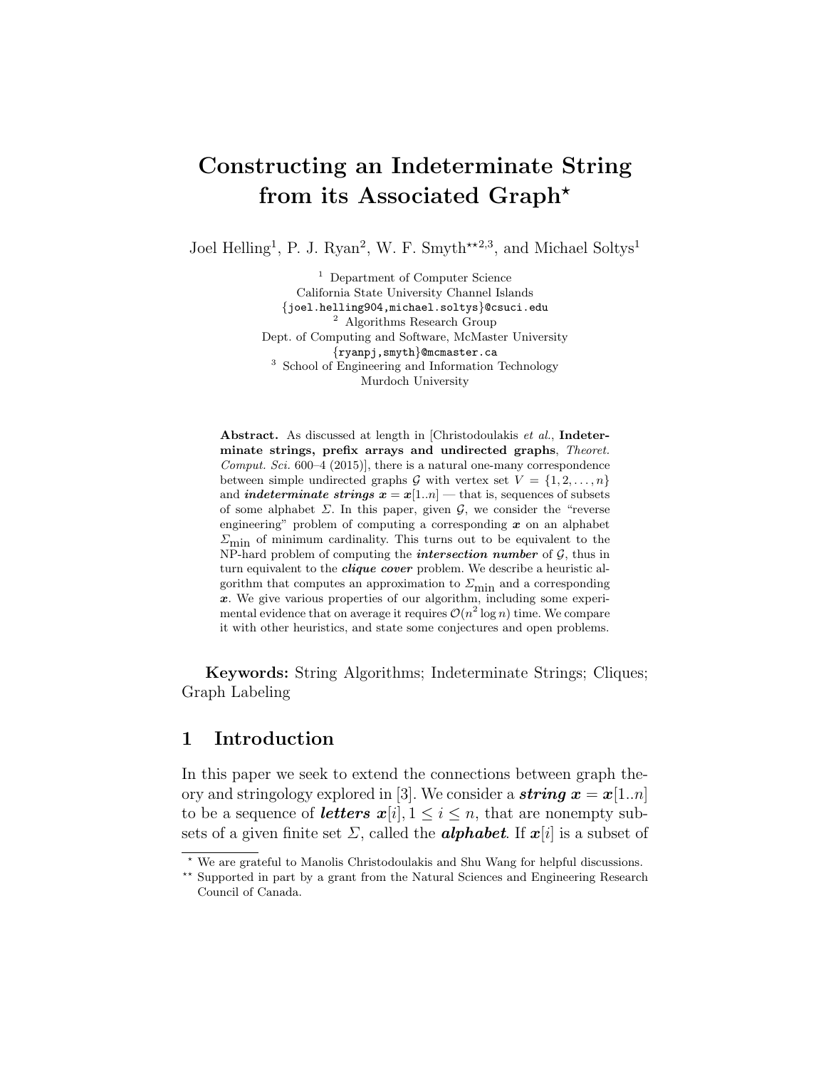# Constructing an Indeterminate String from its Associated Graph*

Joel Helling[1], P. J. Ryan[2], W. F. Smyth**[2,3], and Michael Soltys[1]

[1] Department of Computer Science
California State University Channel Islands
{joel.helling904,michael.soltys}@csuci.edu

[2] Algorithms Research Group
Dept. of Computing and Software, McMaster University
{ryanpj,smyth}@mcmaster.ca

[3] School of Engineering and Information Technology
Murdoch University

**Abstract.** As discussed at length in [Christodoulakis *et al.*, **Indeterminate strings, prefix arrays and undirected graphs**, *Theoret. Comput. Sci.* 600–4 (2015)], there is a natural one-many correspondence between simple undirected graphs $\mathcal{G}$ with vertex set $V = \{1, 2, \ldots, n\}$ and ***indeterminate strings*** $\boldsymbol{x} = \boldsymbol{x}[1..n]$ — that is, sequences of subsets of some alphabet $\Sigma$. In this paper, given $\mathcal{G}$, we consider the "reverse engineering" problem of computing a corresponding $\boldsymbol{x}$ on an alphabet $\Sigma_{\text{min}}$ of minimum cardinality. This turns out to be equivalent to the NP-hard problem of computing the ***intersection number*** of $\mathcal{G}$, thus in turn equivalent to the ***clique cover*** problem. We describe a heuristic algorithm that computes an approximation to $\Sigma_{\text{min}}$ and a corresponding $\boldsymbol{x}$. We give various properties of our algorithm, including some experimental evidence that on average it requires $\mathcal{O}(n^2 \log n)$ time. We compare it with other heuristics, and state some conjectures and open problems.

**Keywords:** String Algorithms; Indeterminate Strings; Cliques; Graph Labeling

## 1 Introduction

In this paper we seek to extend the connections between graph theory and stringology explored in [3]. We consider a ***string*** $\boldsymbol{x} = \boldsymbol{x}[1..n]$ to be a sequence of ***letters*** $\boldsymbol{x}[i], 1 \leq i \leq n$, that are nonempty subsets of a given finite set $\Sigma$, called the ***alphabet***. If $\boldsymbol{x}[i]$ is a subset of

---

* We are grateful to Manolis Christodoulakis and Shu Wang for helpful discussions.

** Supported in part by a grant from the Natural Sciences and Engineering Research Council of Canada.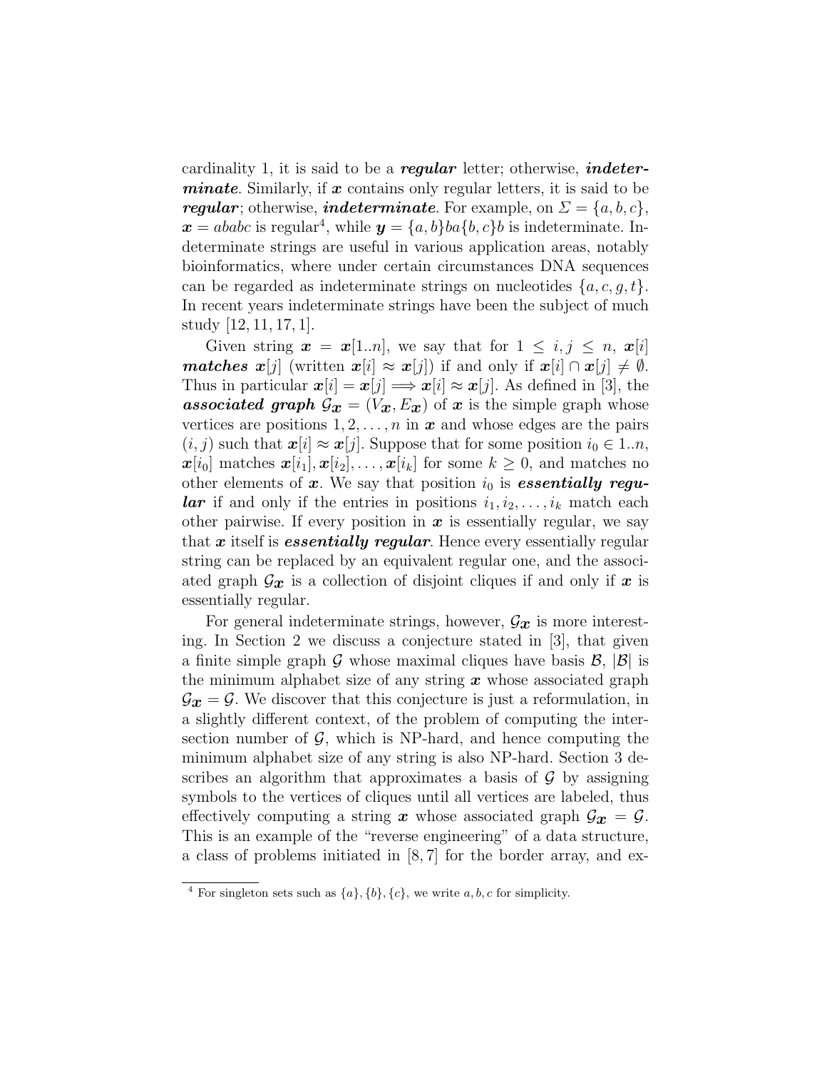cardinality 1, it is said to be a ***regular*** letter; otherwise, ***indeterminate***. Similarly, if $\boldsymbol{x}$ contains only regular letters, it is said to be ***regular***; otherwise, ***indeterminate***. For example, on $\Sigma = \{a, b, c\}$, $\boldsymbol{x} = ababc$ is regular[4], while $\boldsymbol{y} = \{a, b\}ba\{b, c\}b$ is indeterminate. Indeterminate strings are useful in various application areas, notably bioinformatics, where under certain circumstances DNA sequences can be regarded as indeterminate strings on nucleotides $\{a, c, g, t\}$. In recent years indeterminate strings have been the subject of much study [12, 11, 17, 1].

Given string $\boldsymbol{x} = \boldsymbol{x}[1..n]$, we say that for $1 \leq i, j \leq n$, $\boldsymbol{x}[i]$ ***matches*** $\boldsymbol{x}[j]$ (written $\boldsymbol{x}[i] \approx \boldsymbol{x}[j]$) if and only if $\boldsymbol{x}[i] \cap \boldsymbol{x}[j] \neq \emptyset$. Thus in particular $\boldsymbol{x}[i] = \boldsymbol{x}[j] \Longrightarrow \boldsymbol{x}[i] \approx \boldsymbol{x}[j]$. As defined in [3], the ***associated graph*** $\mathcal{G}_{\boldsymbol{x}} = (V_{\boldsymbol{x}}, E_{\boldsymbol{x}})$ of $\boldsymbol{x}$ is the simple graph whose vertices are positions $1, 2, \ldots, n$ in $\boldsymbol{x}$ and whose edges are the pairs $(i, j)$ such that $\boldsymbol{x}[i] \approx \boldsymbol{x}[j]$. Suppose that for some position $i_0 \in 1..n$, $\boldsymbol{x}[i_0]$ matches $\boldsymbol{x}[i_1], \boldsymbol{x}[i_2], \ldots, \boldsymbol{x}[i_k]$ for some $k \geq 0$, and matches no other elements of $\boldsymbol{x}$. We say that position $i_0$ is ***essentially regular*** if and only if the entries in positions $i_1, i_2, \ldots, i_k$ match each other pairwise. If every position in $\boldsymbol{x}$ is essentially regular, we say that $\boldsymbol{x}$ itself is ***essentially regular***. Hence every essentially regular string can be replaced by an equivalent regular one, and the associated graph $\mathcal{G}_{\boldsymbol{x}}$ is a collection of disjoint cliques if and only if $\boldsymbol{x}$ is essentially regular.

For general indeterminate strings, however, $\mathcal{G}_{\boldsymbol{x}}$ is more interesting. In Section 2 we discuss a conjecture stated in [3], that given a finite simple graph $\mathcal{G}$ whose maximal cliques have basis $\mathcal{B}$, $|\mathcal{B}|$ is the minimum alphabet size of any string $\boldsymbol{x}$ whose associated graph $\mathcal{G}_{\boldsymbol{x}} = \mathcal{G}$. We discover that this conjecture is just a reformulation, in a slightly different context, of the problem of computing the intersection number of $\mathcal{G}$, which is NP-hard, and hence computing the minimum alphabet size of any string is also NP-hard. Section 3 describes an algorithm that approximates a basis of $\mathcal{G}$ by assigning symbols to the vertices of cliques until all vertices are labeled, thus effectively computing a string $\boldsymbol{x}$ whose associated graph $\mathcal{G}_{\boldsymbol{x}} = \mathcal{G}$. This is an example of the "reverse engineering" of a data structure, a class of problems initiated in [8, 7] for the border array, and ex-

[4] For singleton sets such as $\{a\}, \{b\}, \{c\}$, we write $a, b, c$ for simplicity.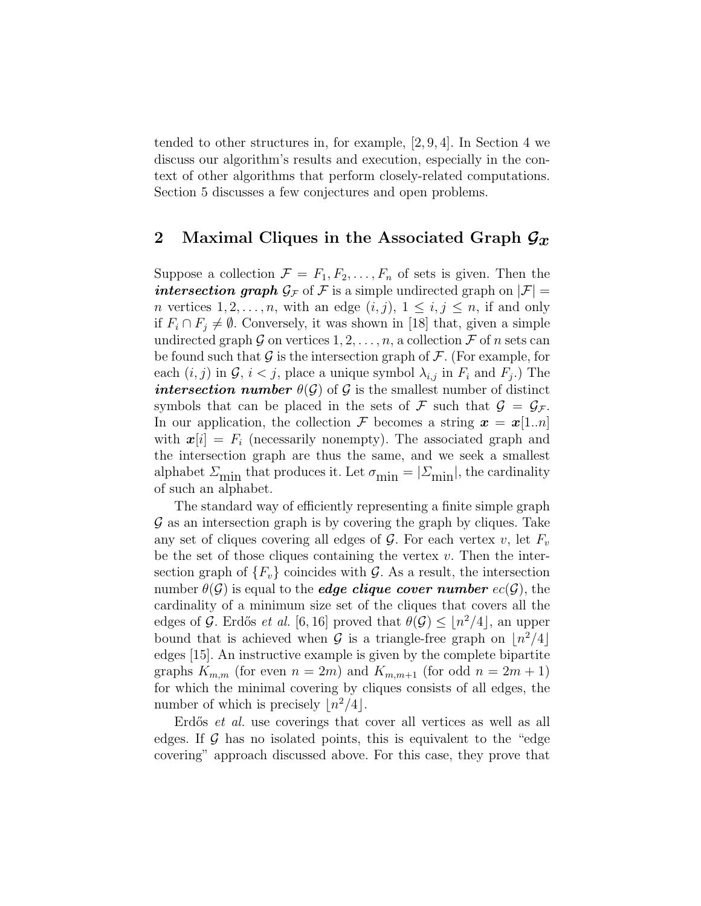tended to other structures in, for example, [2, 9, 4]. In Section 4 we discuss our algorithm's results and execution, especially in the context of other algorithms that perform closely-related computations. Section 5 discusses a few conjectures and open problems.

## 2 Maximal Cliques in the Associated Graph $\mathcal{G}_{\boldsymbol{x}}$

Suppose a collection $\mathcal{F} = F_1, F_2, \ldots, F_n$ of sets is given. Then the ***intersection graph*** $\mathcal{G}_{\mathcal{F}}$ of $\mathcal{F}$ is a simple undirected graph on $|\mathcal{F}| = n$ vertices $1, 2, \ldots, n$, with an edge $(i, j)$, $1 \leq i, j \leq n$, if and only if $F_i \cap F_j \neq \emptyset$. Conversely, it was shown in [18] that, given a simple undirected graph $\mathcal{G}$ on vertices $1, 2, \ldots, n$, a collection $\mathcal{F}$ of $n$ sets can be found such that $\mathcal{G}$ is the intersection graph of $\mathcal{F}$. (For example, for each $(i, j)$ in $\mathcal{G}$, $i < j$, place a unique symbol $\lambda_{i,j}$ in $F_i$ and $F_j$.) The ***intersection number*** $\theta(\mathcal{G})$ of $\mathcal{G}$ is the smallest number of distinct symbols that can be placed in the sets of $\mathcal{F}$ such that $\mathcal{G} = \mathcal{G}_{\mathcal{F}}$. In our application, the collection $\mathcal{F}$ becomes a string $\boldsymbol{x} = \boldsymbol{x}[1..n]$ with $\boldsymbol{x}[i] = F_i$ (necessarily nonempty). The associated graph and the intersection graph are thus the same, and we seek a smallest alphabet $\Sigma_{\text{min}}$ that produces it. Let $\sigma_{\text{min}} = |\Sigma_{\text{min}}|$, the cardinality of such an alphabet.

The standard way of efficiently representing a finite simple graph $\mathcal{G}$ as an intersection graph is by covering the graph by cliques. Take any set of cliques covering all edges of $\mathcal{G}$. For each vertex $v$, let $F_v$ be the set of those cliques containing the vertex $v$. Then the intersection graph of $\{F_v\}$ coincides with $\mathcal{G}$. As a result, the intersection number $\theta(\mathcal{G})$ is equal to the ***edge clique cover number*** $ec(\mathcal{G})$, the cardinality of a minimum size set of the cliques that covers all the edges of $\mathcal{G}$. Erdős *et al.* [6, 16] proved that $\theta(\mathcal{G}) \leq \lfloor n^2/4 \rfloor$, an upper bound that is achieved when $\mathcal{G}$ is a triangle-free graph on $\lfloor n^2/4 \rfloor$ edges [15]. An instructive example is given by the complete bipartite graphs $K_{m,m}$ (for even $n = 2m$) and $K_{m,m+1}$ (for odd $n = 2m + 1$) for which the minimal covering by cliques consists of all edges, the number of which is precisely $\lfloor n^2/4 \rfloor$.

Erdős *et al.* use coverings that cover all vertices as well as all edges. If $\mathcal{G}$ has no isolated points, this is equivalent to the "edge covering" approach discussed above. For this case, they prove that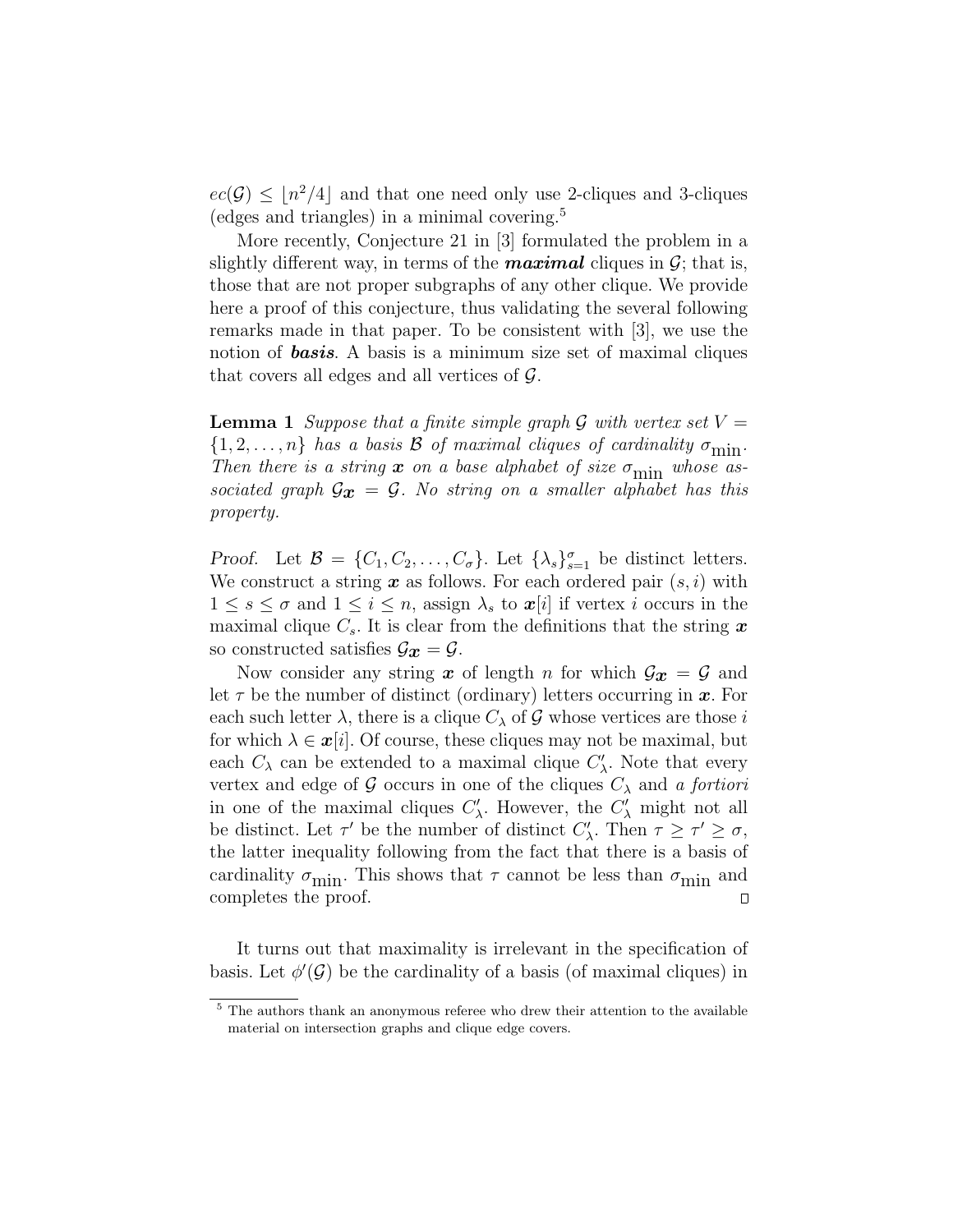$ec(\mathcal{G}) \leq \lfloor n^2/4 \rfloor$ and that one need only use 2-cliques and 3-cliques (edges and triangles) in a minimal covering.[5]

More recently, Conjecture 21 in [3] formulated the problem in a slightly different way, in terms of the ***maximal*** cliques in $\mathcal{G}$; that is, those that are not proper subgraphs of any other clique. We provide here a proof of this conjecture, thus validating the several following remarks made in that paper. To be consistent with [3], we use the notion of ***basis***. A basis is a minimum size set of maximal cliques that covers all edges and all vertices of $\mathcal{G}$.

**Lemma 1** *Suppose that a finite simple graph $\mathcal{G}$ with vertex set $V = \{1, 2, \ldots, n\}$ has a basis $\mathcal{B}$ of maximal cliques of cardinality $\sigma_{\min}$. Then there is a string $\boldsymbol{x}$ on a base alphabet of size $\sigma_{\min}$ whose associated graph $\mathcal{G}_{\boldsymbol{x}} = \mathcal{G}$. No string on a smaller alphabet has this property.*

*Proof.* Let $\mathcal{B} = \{C_1, C_2, \ldots, C_\sigma\}$. Let $\{\lambda_s\}_{s=1}^{\sigma}$ be distinct letters. We construct a string $\boldsymbol{x}$ as follows. For each ordered pair $(s, i)$ with $1 \leq s \leq \sigma$ and $1 \leq i \leq n$, assign $\lambda_s$ to $\boldsymbol{x}[i]$ if vertex $i$ occurs in the maximal clique $C_s$. It is clear from the definitions that the string $\boldsymbol{x}$ so constructed satisfies $\mathcal{G}_{\boldsymbol{x}} = \mathcal{G}$.

Now consider any string $\boldsymbol{x}$ of length $n$ for which $\mathcal{G}_{\boldsymbol{x}} = \mathcal{G}$ and let $\tau$ be the number of distinct (ordinary) letters occurring in $\boldsymbol{x}$. For each such letter $\lambda$, there is a clique $C_\lambda$ of $\mathcal{G}$ whose vertices are those $i$ for which $\lambda \in \boldsymbol{x}[i]$. Of course, these cliques may not be maximal, but each $C_\lambda$ can be extended to a maximal clique $C'_\lambda$. Note that every vertex and edge of $\mathcal{G}$ occurs in one of the cliques $C_\lambda$ and *a fortiori* in one of the maximal cliques $C'_\lambda$. However, the $C'_\lambda$ might not all be distinct. Let $\tau'$ be the number of distinct $C'_\lambda$. Then $\tau \geq \tau' \geq \sigma$, the latter inequality following from the fact that there is a basis of cardinality $\sigma_{\min}$. This shows that $\tau$ cannot be less than $\sigma_{\min}$ and completes the proof. □

It turns out that maximality is irrelevant in the specification of basis. Let $\phi'(\mathcal{G})$ be the cardinality of a basis (of maximal cliques) in

[5] The authors thank an anonymous referee who drew their attention to the available material on intersection graphs and clique edge covers.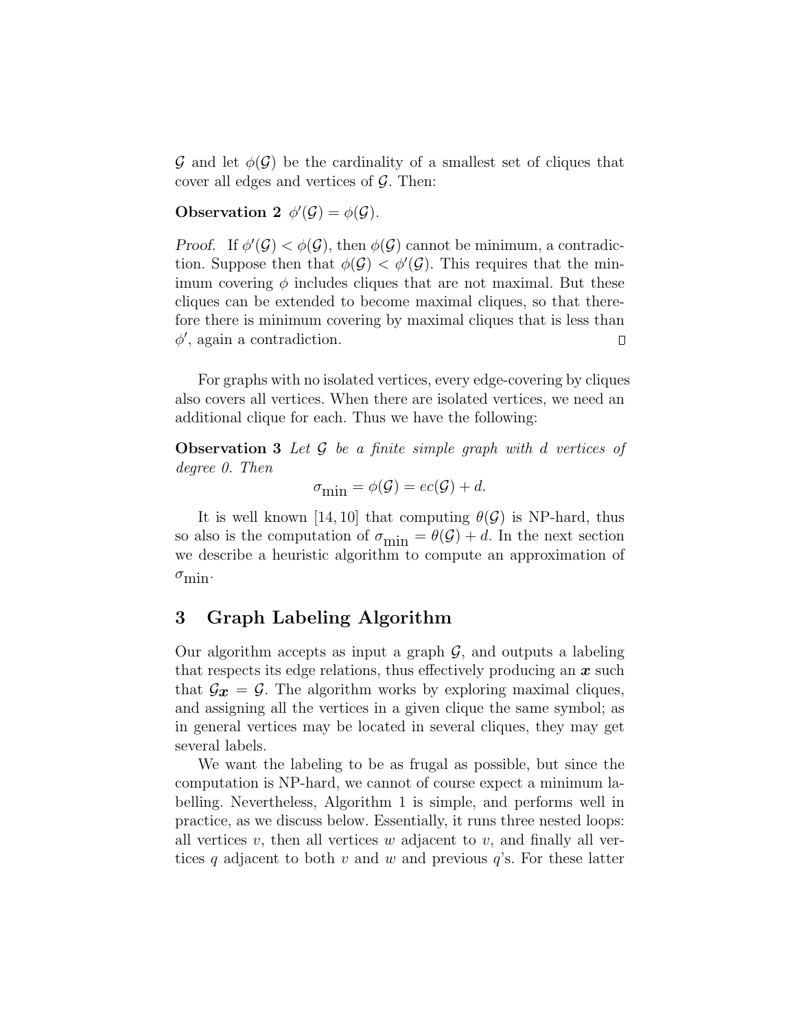$\mathcal{G}$ and let $\phi(\mathcal{G})$ be the cardinality of a smallest set of cliques that cover all edges and vertices of $\mathcal{G}$. Then:

**Observation 2** $\phi'(\mathcal{G}) = \phi(\mathcal{G})$.

*Proof.* If $\phi'(\mathcal{G}) < \phi(\mathcal{G})$, then $\phi(\mathcal{G})$ cannot be minimum, a contradiction. Suppose then that $\phi(\mathcal{G}) < \phi'(\mathcal{G})$. This requires that the minimum covering $\phi$ includes cliques that are not maximal. But these cliques can be extended to become maximal cliques, so that therefore there is minimum covering by maximal cliques that is less than $\phi'$, again a contradiction. □

For graphs with no isolated vertices, every edge-covering by cliques also covers all vertices. When there are isolated vertices, we need an additional clique for each. Thus we have the following:

**Observation 3** *Let $\mathcal{G}$ be a finite simple graph with $d$ vertices of degree 0. Then*

$$\sigma_{\min} = \phi(\mathcal{G}) = ec(\mathcal{G}) + d.$$

It is well known [14, 10] that computing $\theta(\mathcal{G})$ is NP-hard, thus so also is the computation of $\sigma_{\min} = \theta(\mathcal{G}) + d$. In the next section we describe a heuristic algorithm to compute an approximation of $\sigma_{\min}$.

## 3 Graph Labeling Algorithm

Our algorithm accepts as input a graph $\mathcal{G}$, and outputs a labeling that respects its edge relations, thus effectively producing an $\boldsymbol{x}$ such that $\mathcal{G}_{\boldsymbol{x}} = \mathcal{G}$. The algorithm works by exploring maximal cliques, and assigning all the vertices in a given clique the same symbol; as in general vertices may be located in several cliques, they may get several labels.

We want the labeling to be as frugal as possible, but since the computation is NP-hard, we cannot of course expect a minimum labelling. Nevertheless, Algorithm 1 is simple, and performs well in practice, as we discuss below. Essentially, it runs three nested loops: all vertices $v$, then all vertices $w$ adjacent to $v$, and finally all vertices $q$ adjacent to both $v$ and $w$ and previous $q$'s. For these latter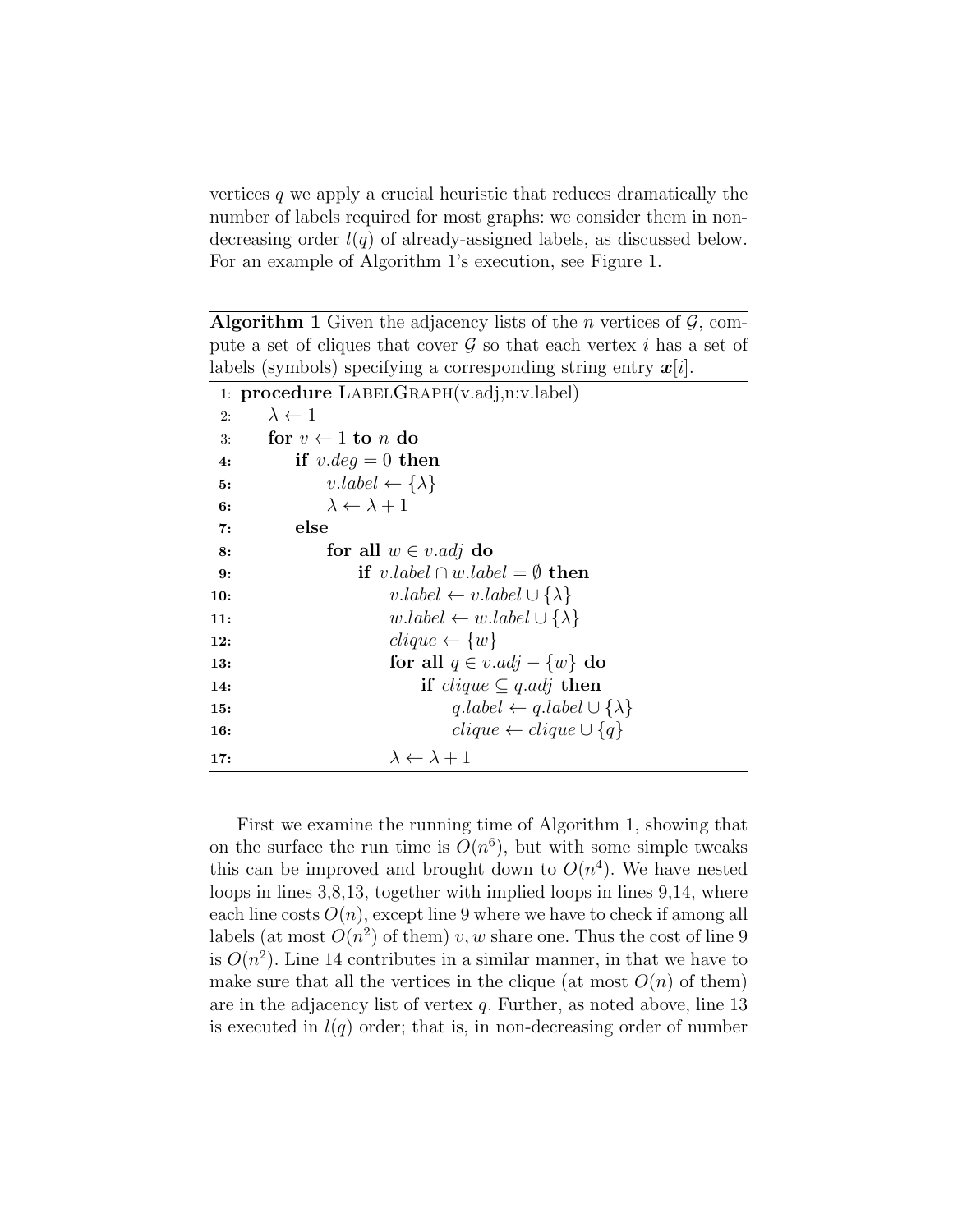vertices $q$ we apply a crucial heuristic that reduces dramatically the number of labels required for most graphs: we consider them in non-decreasing order $l(q)$ of already-assigned labels, as discussed below. For an example of Algorithm 1's execution, see Figure 1.

**Algorithm 1** Given the adjacency lists of the $n$ vertices of $\mathcal{G}$, compute a set of cliques that cover $\mathcal{G}$ so that each vertex $i$ has a set of labels (symbols) specifying a corresponding string entry $\boldsymbol{x}[i]$.

```
1:  procedure LabelGraph(v.adj,n:v.label)
2:      λ ← 1
3:      for v ← 1 to n do
4:          if v.deg = 0 then
5:              v.label ← {λ}
6:              λ ← λ + 1
7:          else
8:              for all w ∈ v.adj do
9:                  if v.label ∩ w.label = ∅ then
10:                     v.label ← v.label ∪ {λ}
11:                     w.label ← w.label ∪ {λ}
12:                     clique ← {w}
13:                     for all q ∈ v.adj − {w} do
14:                         if clique ⊆ q.adj then
15:                             q.label ← q.label ∪ {λ}
16:                             clique ← clique ∪ {q}
17:                     λ ← λ + 1
```

First we examine the running time of Algorithm 1, showing that on the surface the run time is $O(n^6)$, but with some simple tweaks this can be improved and brought down to $O(n^4)$. We have nested loops in lines 3,8,13, together with implied loops in lines 9,14, where each line costs $O(n)$, except line 9 where we have to check if among all labels (at most $O(n^2)$ of them) $v, w$ share one. Thus the cost of line 9 is $O(n^2)$. Line 14 contributes in a similar manner, in that we have to make sure that all the vertices in the clique (at most $O(n)$ of them) are in the adjacency list of vertex $q$. Further, as noted above, line 13 is executed in $l(q)$ order; that is, in non-decreasing order of number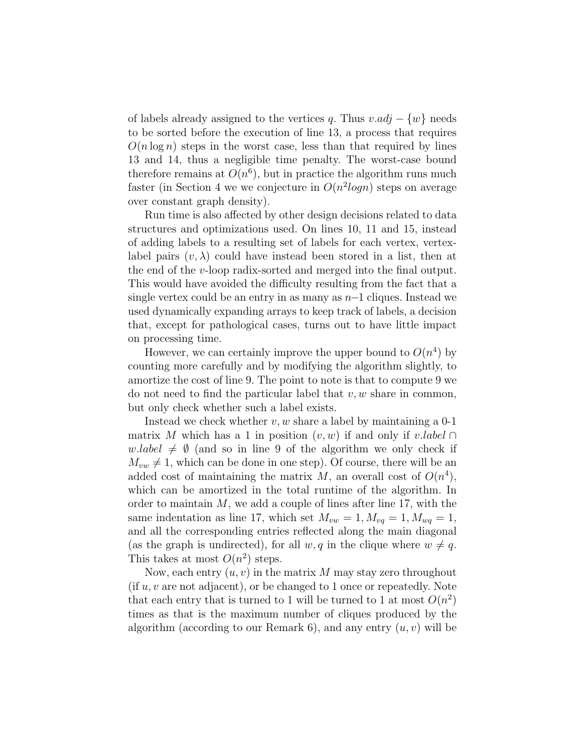of labels already assigned to the vertices $q$. Thus $v.adj - \{w\}$ needs to be sorted before the execution of line 13, a process that requires $O(n \log n)$ steps in the worst case, less than that required by lines 13 and 14, thus a negligible time penalty. The worst-case bound therefore remains at $O(n^6)$, but in practice the algorithm runs much faster (in Section 4 we we conjecture in $O(n^2 logn)$ steps on average over constant graph density).

Run time is also affected by other design decisions related to data structures and optimizations used. On lines 10, 11 and 15, instead of adding labels to a resulting set of labels for each vertex, vertex-label pairs $(v, \lambda)$ could have instead been stored in a list, then at the end of the $v$-loop radix-sorted and merged into the final output. This would have avoided the difficulty resulting from the fact that a single vertex could be an entry in as many as $n$–1 cliques. Instead we used dynamically expanding arrays to keep track of labels, a decision that, except for pathological cases, turns out to have little impact on processing time.

However, we can certainly improve the upper bound to $O(n^4)$ by counting more carefully and by modifying the algorithm slightly, to amortize the cost of line 9. The point to note is that to compute 9 we do not need to find the particular label that $v, w$ share in common, but only check whether such a label exists.

Instead we check whether $v, w$ share a label by maintaining a 0-1 matrix $M$ which has a 1 in position $(v, w)$ if and only if $v.label \cap w.label \neq \emptyset$ (and so in line 9 of the algorithm we only check if $M_{vw} \neq 1$, which can be done in one step). Of course, there will be an added cost of maintaining the matrix $M$, an overall cost of $O(n^4)$, which can be amortized in the total runtime of the algorithm. In order to maintain $M$, we add a couple of lines after line 17, with the same indentation as line 17, which set $M_{vw} = 1, M_{vq} = 1, M_{wq} = 1$, and all the corresponding entries reflected along the main diagonal (as the graph is undirected), for all $w, q$ in the clique where $w \neq q$. This takes at most $O(n^2)$ steps.

Now, each entry $(u, v)$ in the matrix $M$ may stay zero throughout (if $u, v$ are not adjacent), or be changed to 1 once or repeatedly. Note that each entry that is turned to 1 will be turned to 1 at most $O(n^2)$ times as that is the maximum number of cliques produced by the algorithm (according to our Remark 6), and any entry $(u, v)$ will be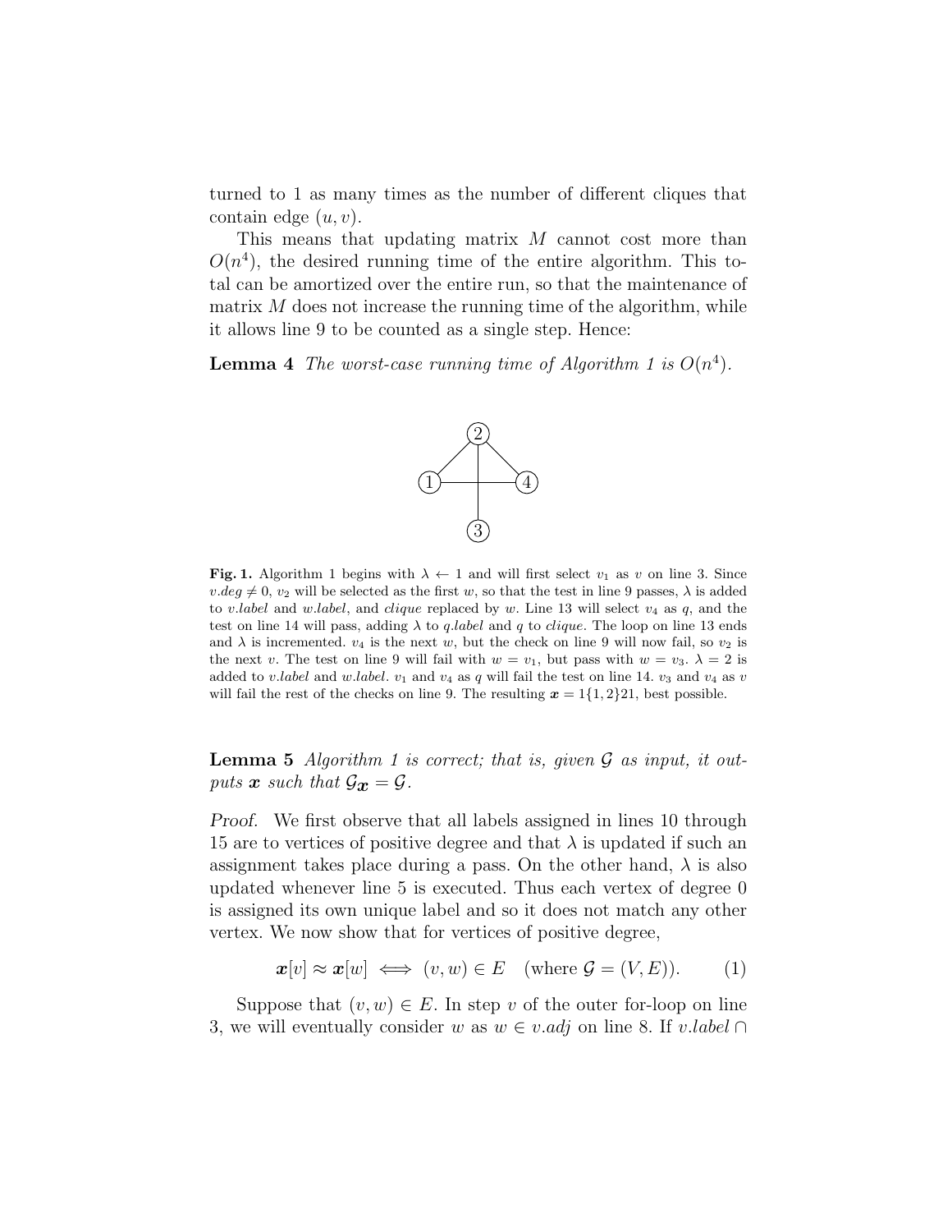turned to 1 as many times as the number of different cliques that contain edge $(u, v)$.

This means that updating matrix $M$ cannot cost more than $O(n^4)$, the desired running time of the entire algorithm. This total can be amortized over the entire run, so that the maintenance of matrix $M$ does not increase the running time of the algorithm, while it allows line 9 to be counted as a single step. Hence:

**Lemma 4** *The worst-case running time of Algorithm 1 is $O(n^4)$.*

**Fig. 1.** Algorithm 1 begins with $\lambda \leftarrow 1$ and will first select $v_1$ as $v$ on line 3. Since $v.deg \neq 0$, $v_2$ will be selected as the first $w$, so that the test in line 9 passes, $\lambda$ is added to $v.label$ and $w.label$, and $clique$ replaced by $w$. Line 13 will select $v_4$ as $q$, and the test on line 14 will pass, adding $\lambda$ to $q.label$ and $q$ to $clique$. The loop on line 13 ends and $\lambda$ is incremented. $v_4$ is the next $w$, but the check on line 9 will now fail, so $v_2$ is the next $v$. The test on line 9 will fail with $w = v_1$, but pass with $w = v_3$. $\lambda = 2$ is added to $v.label$ and $w.label$. $v_1$ and $v_4$ as $q$ will fail the test on line 14. $v_3$ and $v_4$ as $v$ will fail the rest of the checks on line 9. The resulting $\boldsymbol{x} = 1\{1, 2\}21$, best possible.

**Lemma 5** *Algorithm 1 is correct; that is, given $\mathcal{G}$ as input, it outputs $\boldsymbol{x}$ such that $\mathcal{G}_{\boldsymbol{x}} = \mathcal{G}$.*

*Proof.* We first observe that all labels assigned in lines 10 through 15 are to vertices of positive degree and that $\lambda$ is updated if such an assignment takes place during a pass. On the other hand, $\lambda$ is also updated whenever line 5 is executed. Thus each vertex of degree 0 is assigned its own unique label and so it does not match any other vertex. We now show that for vertices of positive degree,

$$\boldsymbol{x}[v] \approx \boldsymbol{x}[w] \iff (v, w) \in E \quad (\text{where } \mathcal{G} = (V, E)). \tag{1}$$

Suppose that $(v, w) \in E$. In step $v$ of the outer for-loop on line 3, we will eventually consider $w$ as $w \in v.adj$ on line 8. If $v.label \cap$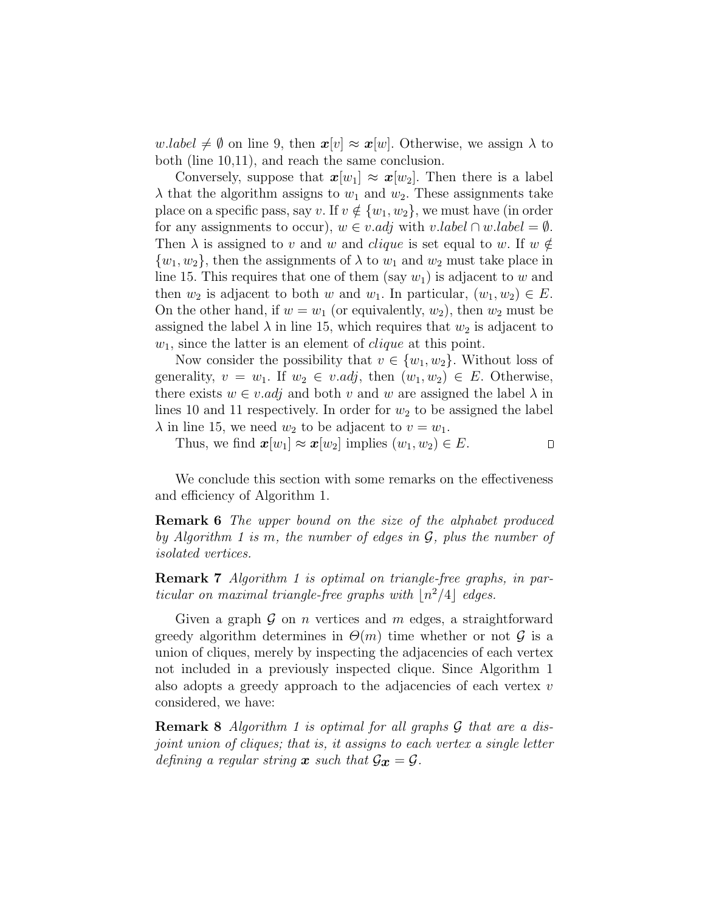$w.label \neq \emptyset$ on line 9, then $\boldsymbol{x}[v] \approx \boldsymbol{x}[w]$. Otherwise, we assign $\lambda$ to both (line 10,11), and reach the same conclusion.

Conversely, suppose that $\boldsymbol{x}[w_1] \approx \boldsymbol{x}[w_2]$. Then there is a label $\lambda$ that the algorithm assigns to $w_1$ and $w_2$. These assignments take place on a specific pass, say $v$. If $v \notin \{w_1, w_2\}$, we must have (in order for any assignments to occur), $w \in v.adj$ with $v.label \cap w.label = \emptyset$. Then $\lambda$ is assigned to $v$ and $w$ and *clique* is set equal to $w$. If $w \notin \{w_1, w_2\}$, then the assignments of $\lambda$ to $w_1$ and $w_2$ must take place in line 15. This requires that one of them (say $w_1$) is adjacent to $w$ and then $w_2$ is adjacent to both $w$ and $w_1$. In particular, $(w_1, w_2) \in E$. On the other hand, if $w = w_1$ (or equivalently, $w_2$), then $w_2$ must be assigned the label $\lambda$ in line 15, which requires that $w_2$ is adjacent to $w_1$, since the latter is an element of *clique* at this point.

Now consider the possibility that $v \in \{w_1, w_2\}$. Without loss of generality, $v = w_1$. If $w_2 \in v.adj$, then $(w_1, w_2) \in E$. Otherwise, there exists $w \in v.adj$ and both $v$ and $w$ are assigned the label $\lambda$ in lines 10 and 11 respectively. In order for $w_2$ to be assigned the label $\lambda$ in line 15, we need $w_2$ to be adjacent to $v = w_1$.

Thus, we find $\boldsymbol{x}[w_1] \approx \boldsymbol{x}[w_2]$ implies $(w_1, w_2) \in E$. □

We conclude this section with some remarks on the effectiveness and efficiency of Algorithm 1.

**Remark 6** *The upper bound on the size of the alphabet produced by Algorithm 1 is $m$, the number of edges in $\mathcal{G}$, plus the number of isolated vertices.*

**Remark 7** *Algorithm 1 is optimal on triangle-free graphs, in particular on maximal triangle-free graphs with $\lfloor n^2/4 \rfloor$ edges.*

Given a graph $\mathcal{G}$ on $n$ vertices and $m$ edges, a straightforward greedy algorithm determines in $\Theta(m)$ time whether or not $\mathcal{G}$ is a union of cliques, merely by inspecting the adjacencies of each vertex not included in a previously inspected clique. Since Algorithm 1 also adopts a greedy approach to the adjacencies of each vertex $v$ considered, we have:

**Remark 8** *Algorithm 1 is optimal for all graphs $\mathcal{G}$ that are a disjoint union of cliques; that is, it assigns to each vertex a single letter defining a regular string $\boldsymbol{x}$ such that $\mathcal{G}_{\boldsymbol{x}} = \mathcal{G}$.*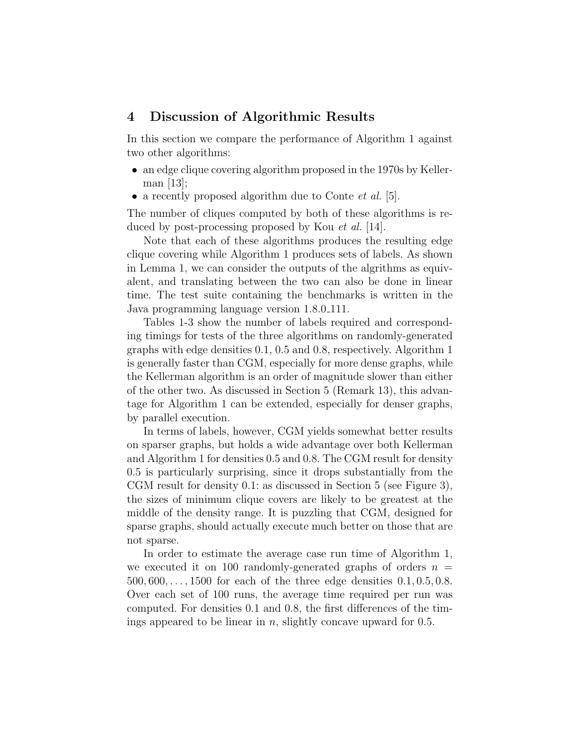## 4 Discussion of Algorithmic Results

In this section we compare the performance of Algorithm 1 against two other algorithms:

- an edge clique covering algorithm proposed in the 1970s by Kellerman [13];
- a recently proposed algorithm due to Conte *et al.* [5].

The number of cliques computed by both of these algorithms is reduced by post-processing proposed by Kou *et al.* [14].

Note that each of these algorithms produces the resulting edge clique covering while Algorithm 1 produces sets of labels. As shown in Lemma 1, we can consider the outputs of the algorithms as equivalent, and translating between the two can also be done in linear time. The test suite containing the benchmarks is written in the Java programming language version 1.8.0_111.

Tables 1-3 show the number of labels required and corresponding timings for tests of the three algorithms on randomly-generated graphs with edge densities 0.1, 0.5 and 0.8, respectively. Algorithm 1 is generally faster than CGM, especially for more dense graphs, while the Kellerman algorithm is an order of magnitude slower than either of the other two. As discussed in Section 5 (Remark 13), this advantage for Algorithm 1 can be extended, especially for denser graphs, by parallel execution.

In terms of labels, however, CGM yields somewhat better results on sparser graphs, but holds a wide advantage over both Kellerman and Algorithm 1 for densities 0.5 and 0.8. The CGM result for density 0.5 is particularly surprising, since it drops substantially from the CGM result for density 0.1: as discussed in Section 5 (see Figure 3), the sizes of minimum clique covers are likely to be greatest at the middle of the density range. It is puzzling that CGM, designed for sparse graphs, should actually execute much better on those that are not sparse.

In order to estimate the average case run time of Algorithm 1, we executed it on 100 randomly-generated graphs of orders $n = 500, 600, \ldots, 1500$ for each of the three edge densities $0.1, 0.5, 0.8$. Over each set of 100 runs, the average time required per run was computed. For densities 0.1 and 0.8, the first differences of the timings appeared to be linear in $n$, slightly concave upward for 0.5.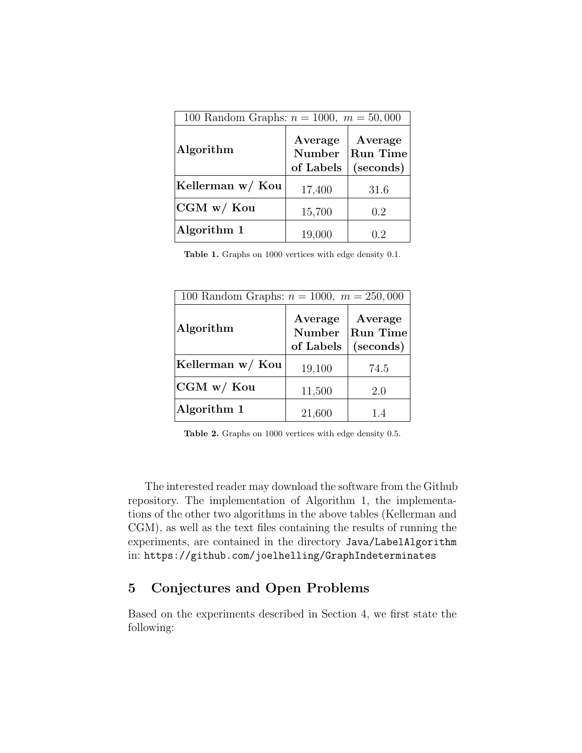| 100 Random Graphs: $n = 1000,\ m = 50,000$ | | |
|---|---|---|
| **Algorithm** | **Average Number of Labels** | **Average Run Time (seconds)** |
| **Kellerman w/ Kou** | 17,400 | 31.6 |
| **CGM w/ Kou** | 15,700 | 0.2 |
| **Algorithm 1** | 19,000 | 0.2 |

**Table 1.** Graphs on 1000 vertices with edge density 0.1.

| 100 Random Graphs: $n = 1000,\ m = 250,000$ | | |
|---|---|---|
| **Algorithm** | **Average Number of Labels** | **Average Run Time (seconds)** |
| **Kellerman w/ Kou** | 19,100 | 74.5 |
| **CGM w/ Kou** | 11,500 | 2.0 |
| **Algorithm 1** | 21,600 | 1.4 |

**Table 2.** Graphs on 1000 vertices with edge density 0.5.

The interested reader may download the software from the Github repository. The implementation of Algorithm 1, the implementations of the other two algorithms in the above tables (Kellerman and CGM), as well as the text files containing the results of running the experiments, are contained in the directory `Java/LabelAlgorithm` in: `https://github.com/joelhelling/GraphIndeterminates`

## 5 Conjectures and Open Problems

Based on the experiments described in Section 4, we first state the following: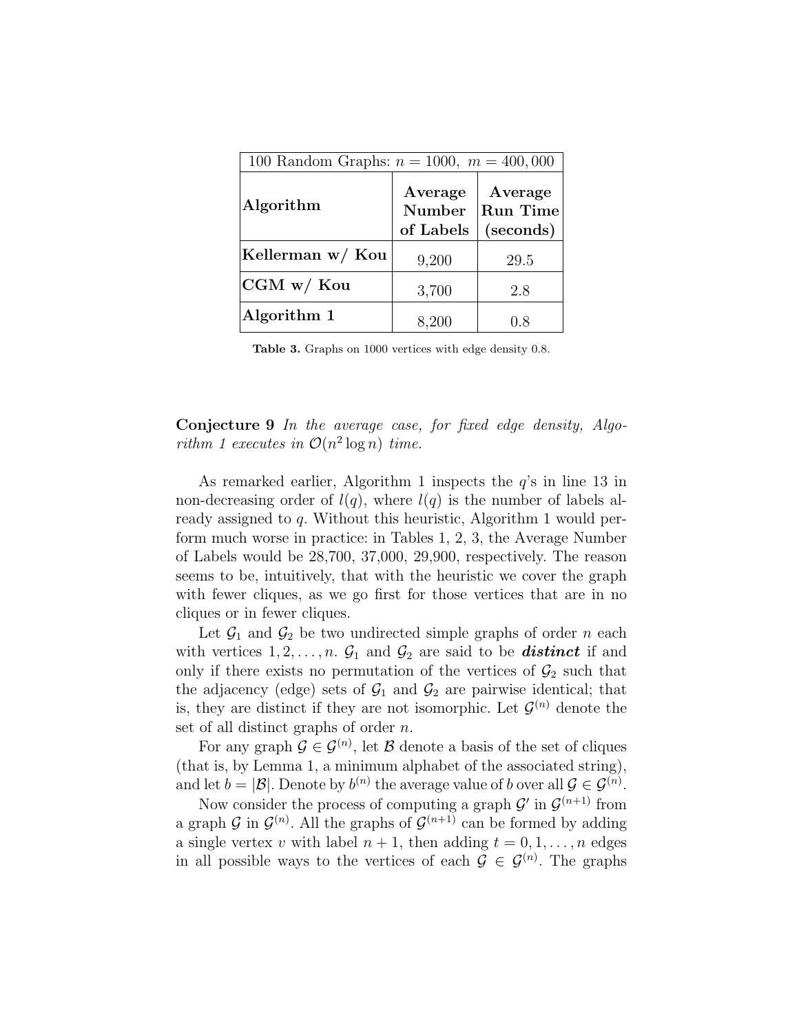| 100 Random Graphs: $n = 1000,\ m = 400,000$ | | |
|---|---|---|
| **Algorithm** | **Average Number of Labels** | **Average Run Time (seconds)** |
| **Kellerman w/ Kou** | 9,200 | 29.5 |
| **CGM w/ Kou** | 3,700 | 2.8 |
| **Algorithm 1** | 8,200 | 0.8 |

**Table 3.** Graphs on 1000 vertices with edge density 0.8.

**Conjecture 9** *In the average case, for fixed edge density, Algorithm 1 executes in* $\mathcal{O}(n^2 \log n)$ *time.*

As remarked earlier, Algorithm 1 inspects the $q$'s in line 13 in non-decreasing order of $l(q)$, where $l(q)$ is the number of labels already assigned to $q$. Without this heuristic, Algorithm 1 would perform much worse in practice: in Tables 1, 2, 3, the Average Number of Labels would be 28,700, 37,000, 29,900, respectively. The reason seems to be, intuitively, that with the heuristic we cover the graph with fewer cliques, as we go first for those vertices that are in no cliques or in fewer cliques.

Let $\mathcal{G}_1$ and $\mathcal{G}_2$ be two undirected simple graphs of order $n$ each with vertices $1, 2, \ldots, n$. $\mathcal{G}_1$ and $\mathcal{G}_2$ are said to be ***distinct*** if and only if there exists no permutation of the vertices of $\mathcal{G}_2$ such that the adjacency (edge) sets of $\mathcal{G}_1$ and $\mathcal{G}_2$ are pairwise identical; that is, they are distinct if they are not isomorphic. Let $\mathcal{G}^{(n)}$ denote the set of all distinct graphs of order $n$.

For any graph $\mathcal{G} \in \mathcal{G}^{(n)}$, let $\mathcal{B}$ denote a basis of the set of cliques (that is, by Lemma 1, a minimum alphabet of the associated string), and let $b = |\mathcal{B}|$. Denote by $b^{(n)}$ the average value of $b$ over all $\mathcal{G} \in \mathcal{G}^{(n)}$.

Now consider the process of computing a graph $\mathcal{G}'$ in $\mathcal{G}^{(n+1)}$ from a graph $\mathcal{G}$ in $\mathcal{G}^{(n)}$. All the graphs of $\mathcal{G}^{(n+1)}$ can be formed by adding a single vertex $v$ with label $n+1$, then adding $t = 0, 1, \ldots, n$ edges in all possible ways to the vertices of each $\mathcal{G} \in \mathcal{G}^{(n)}$. The graphs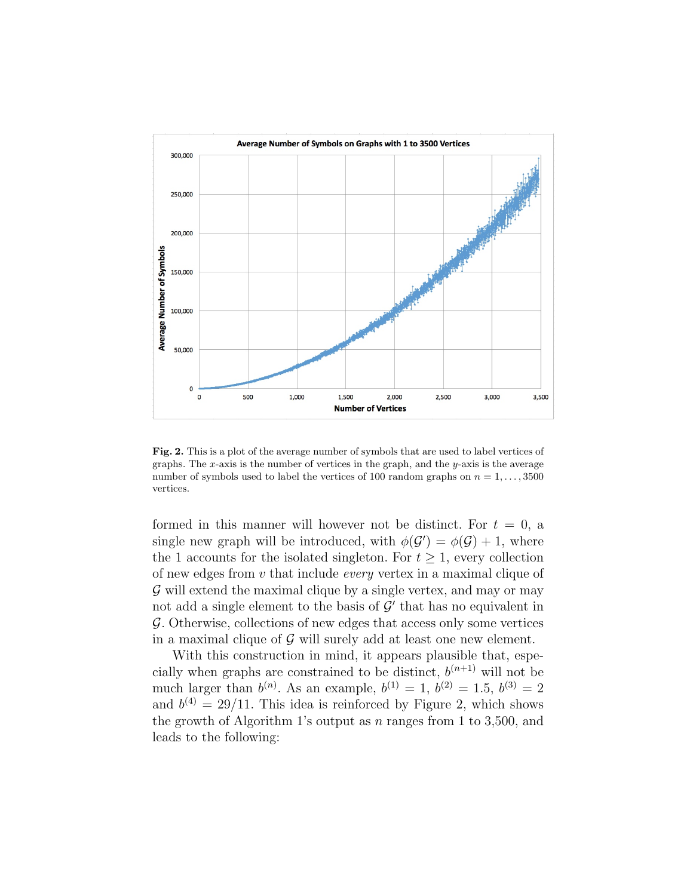**Fig. 2.** This is a plot of the average number of symbols that are used to label vertices of graphs. The $x$-axis is the number of vertices in the graph, and the $y$-axis is the average number of symbols used to label the vertices of 100 random graphs on $n = 1, \ldots, 3500$ vertices.

formed in this manner will however not be distinct. For $t = 0$, a single new graph will be introduced, with $\phi(\mathcal{G}') = \phi(\mathcal{G}) + 1$, where the 1 accounts for the isolated singleton. For $t \geq 1$, every collection of new edges from $v$ that include *every* vertex in a maximal clique of $\mathcal{G}$ will extend the maximal clique by a single vertex, and may or may not add a single element to the basis of $\mathcal{G}'$ that has no equivalent in $\mathcal{G}$. Otherwise, collections of new edges that access only some vertices in a maximal clique of $\mathcal{G}$ will surely add at least one new element.

With this construction in mind, it appears plausible that, especially when graphs are constrained to be distinct, $b^{(n+1)}$ will not be much larger than $b^{(n)}$. As an example, $b^{(1)} = 1$, $b^{(2)} = 1.5$, $b^{(3)} = 2$ and $b^{(4)} = 29/11$. This idea is reinforced by Figure 2, which shows the growth of Algorithm 1's output as $n$ ranges from 1 to 3,500, and leads to the following: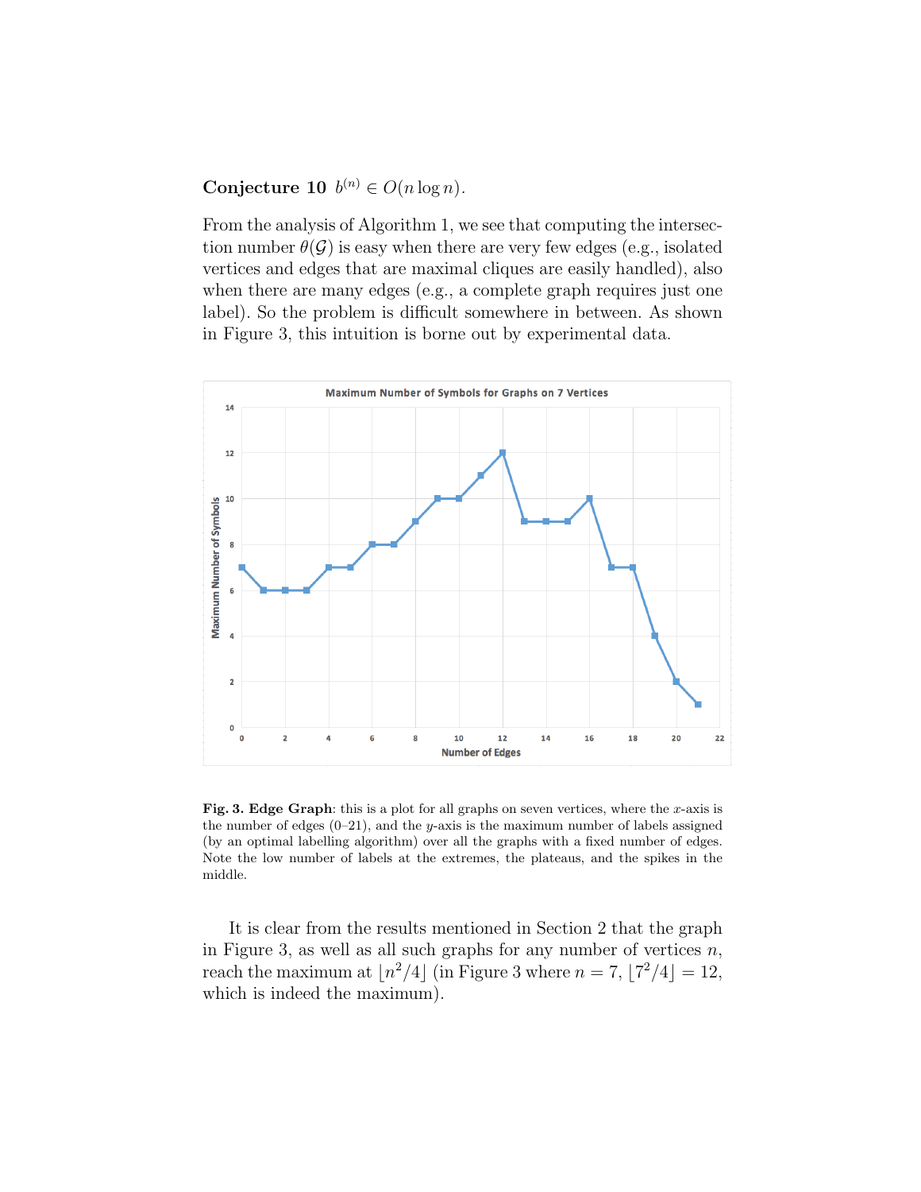**Conjecture 10** $b^{(n)} \in O(n \log n)$.

From the analysis of Algorithm 1, we see that computing the intersection number $\theta(\mathcal{G})$ is easy when there are very few edges (e.g., isolated vertices and edges that are maximal cliques are easily handled), also when there are many edges (e.g., a complete graph requires just one label). So the problem is difficult somewhere in between. As shown in Figure 3, this intuition is borne out by experimental data.

**Fig. 3. Edge Graph**: this is a plot for all graphs on seven vertices, where the $x$-axis is the number of edges (0–21), and the $y$-axis is the maximum number of labels assigned (by an optimal labelling algorithm) over all the graphs with a fixed number of edges. Note the low number of labels at the extremes, the plateaus, and the spikes in the middle.

It is clear from the results mentioned in Section 2 that the graph in Figure 3, as well as all such graphs for any number of vertices $n$, reach the maximum at $\lfloor n^2/4 \rfloor$ (in Figure 3 where $n = 7$, $\lfloor 7^2/4 \rfloor = 12$, which is indeed the maximum).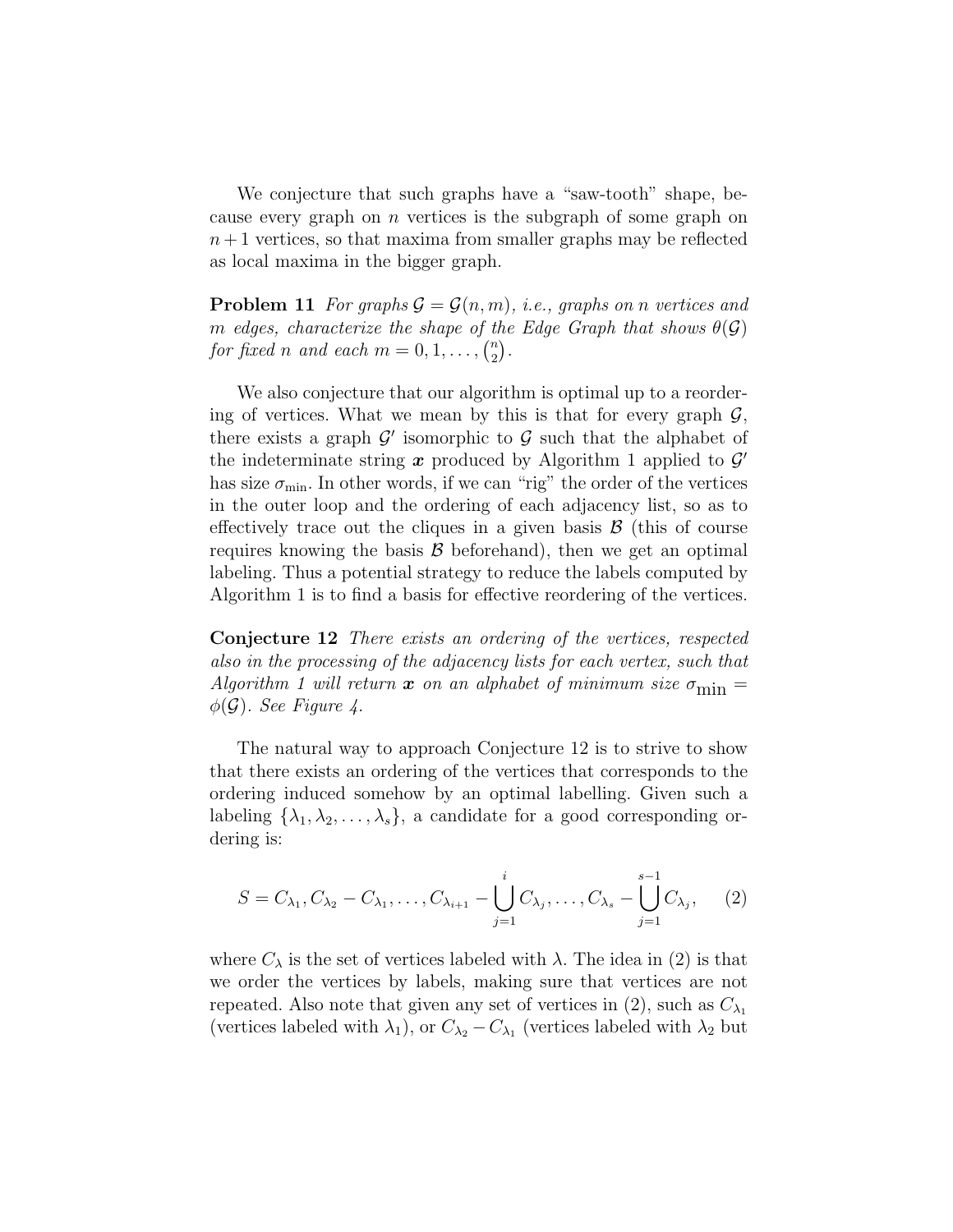We conjecture that such graphs have a "saw-tooth" shape, because every graph on $n$ vertices is the subgraph of some graph on $n+1$ vertices, so that maxima from smaller graphs may be reflected as local maxima in the bigger graph.

**Problem 11** *For graphs $\mathcal{G} = \mathcal{G}(n,m)$, i.e., graphs on $n$ vertices and $m$ edges, characterize the shape of the Edge Graph that shows $\theta(\mathcal{G})$ for fixed $n$ and each $m = 0, 1, \ldots, \binom{n}{2}$.*

We also conjecture that our algorithm is optimal up to a reordering of vertices. What we mean by this is that for every graph $\mathcal{G}$, there exists a graph $\mathcal{G}'$ isomorphic to $\mathcal{G}$ such that the alphabet of the indeterminate string $\boldsymbol{x}$ produced by Algorithm 1 applied to $\mathcal{G}'$ has size $\sigma_{\min}$. In other words, if we can "rig" the order of the vertices in the outer loop and the ordering of each adjacency list, so as to effectively trace out the cliques in a given basis $\mathcal{B}$ (this of course requires knowing the basis $\mathcal{B}$ beforehand), then we get an optimal labeling. Thus a potential strategy to reduce the labels computed by Algorithm 1 is to find a basis for effective reordering of the vertices.

**Conjecture 12** *There exists an ordering of the vertices, respected also in the processing of the adjacency lists for each vertex, such that Algorithm 1 will return $\boldsymbol{x}$ on an alphabet of minimum size $\sigma_{\min} = \phi(\mathcal{G})$. See Figure 4.*

The natural way to approach Conjecture 12 is to strive to show that there exists an ordering of the vertices that corresponds to the ordering induced somehow by an optimal labelling. Given such a labeling $\{\lambda_1, \lambda_2, \ldots, \lambda_s\}$, a candidate for a good corresponding ordering is:

$$S = C_{\lambda_1}, C_{\lambda_2} - C_{\lambda_1}, \ldots, C_{\lambda_{i+1}} - \bigcup_{j=1}^{i} C_{\lambda_j}, \ldots, C_{\lambda_s} - \bigcup_{j=1}^{s-1} C_{\lambda_j}, \qquad (2)$$

where $C_\lambda$ is the set of vertices labeled with $\lambda$. The idea in (2) is that we order the vertices by labels, making sure that vertices are not repeated. Also note that given any set of vertices in (2), such as $C_{\lambda_1}$ (vertices labeled with $\lambda_1$), or $C_{\lambda_2} - C_{\lambda_1}$ (vertices labeled with $\lambda_2$ but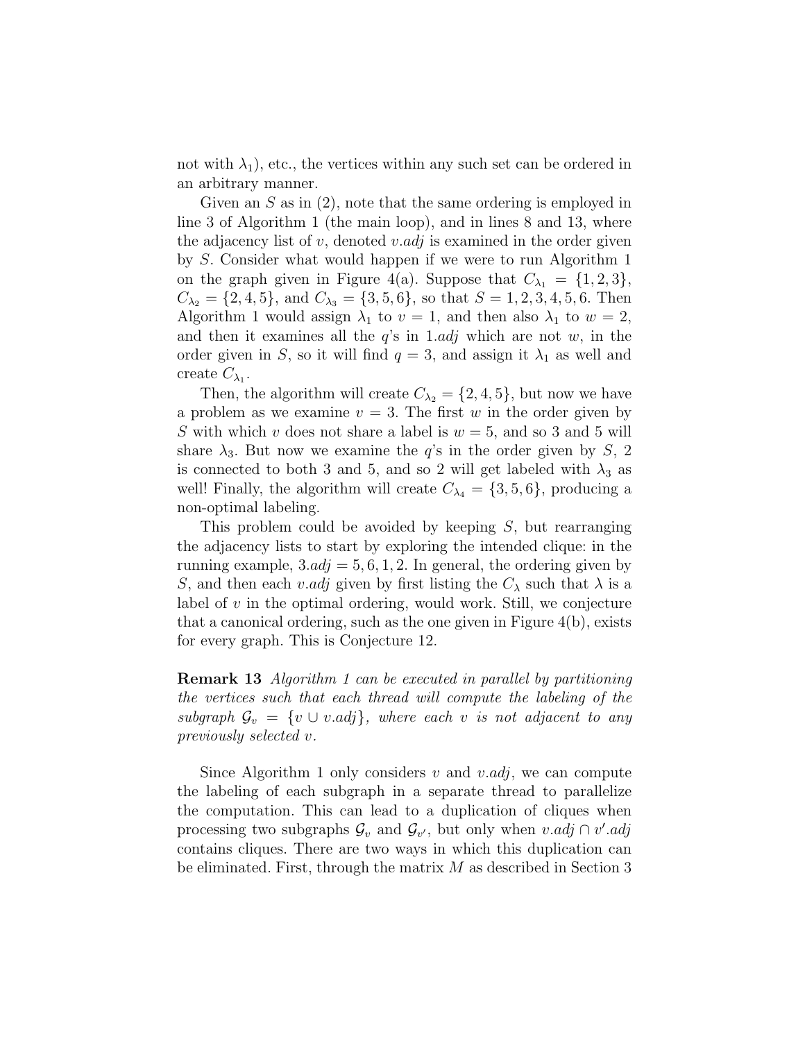not with $\lambda_1$), etc., the vertices within any such set can be ordered in an arbitrary manner.

Given an $S$ as in (2), note that the same ordering is employed in line 3 of Algorithm 1 (the main loop), and in lines 8 and 13, where the adjacency list of $v$, denoted $v.adj$ is examined in the order given by $S$. Consider what would happen if we were to run Algorithm 1 on the graph given in Figure 4(a). Suppose that $C_{\lambda_1} = \{1, 2, 3\}$, $C_{\lambda_2} = \{2, 4, 5\}$, and $C_{\lambda_3} = \{3, 5, 6\}$, so that $S = 1, 2, 3, 4, 5, 6$. Then Algorithm 1 would assign $\lambda_1$ to $v = 1$, and then also $\lambda_1$ to $w = 2$, and then it examines all the $q$'s in $1.adj$ which are not $w$, in the order given in $S$, so it will find $q = 3$, and assign it $\lambda_1$ as well and create $C_{\lambda_1}$.

Then, the algorithm will create $C_{\lambda_2} = \{2, 4, 5\}$, but now we have a problem as we examine $v = 3$. The first $w$ in the order given by $S$ with which $v$ does not share a label is $w = 5$, and so 3 and 5 will share $\lambda_3$. But now we examine the $q$'s in the order given by $S$, 2 is connected to both 3 and 5, and so 2 will get labeled with $\lambda_3$ as well! Finally, the algorithm will create $C_{\lambda_4} = \{3, 5, 6\}$, producing a non-optimal labeling.

This problem could be avoided by keeping $S$, but rearranging the adjacency lists to start by exploring the intended clique: in the running example, $3.adj = 5, 6, 1, 2$. In general, the ordering given by $S$, and then each $v.adj$ given by first listing the $C_\lambda$ such that $\lambda$ is a label of $v$ in the optimal ordering, would work. Still, we conjecture that a canonical ordering, such as the one given in Figure 4(b), exists for every graph. This is Conjecture 12.

**Remark 13** *Algorithm 1 can be executed in parallel by partitioning the vertices such that each thread will compute the labeling of the subgraph* $\mathcal{G}_v = \{v \cup v.adj\}$*, where each* $v$ *is not adjacent to any previously selected* $v$*.*

Since Algorithm 1 only considers $v$ and $v.adj$, we can compute the labeling of each subgraph in a separate thread to parallelize the computation. This can lead to a duplication of cliques when processing two subgraphs $\mathcal{G}_v$ and $\mathcal{G}_{v'}$, but only when $v.adj \cap v'.adj$ contains cliques. There are two ways in which this duplication can be eliminated. First, through the matrix $M$ as described in Section 3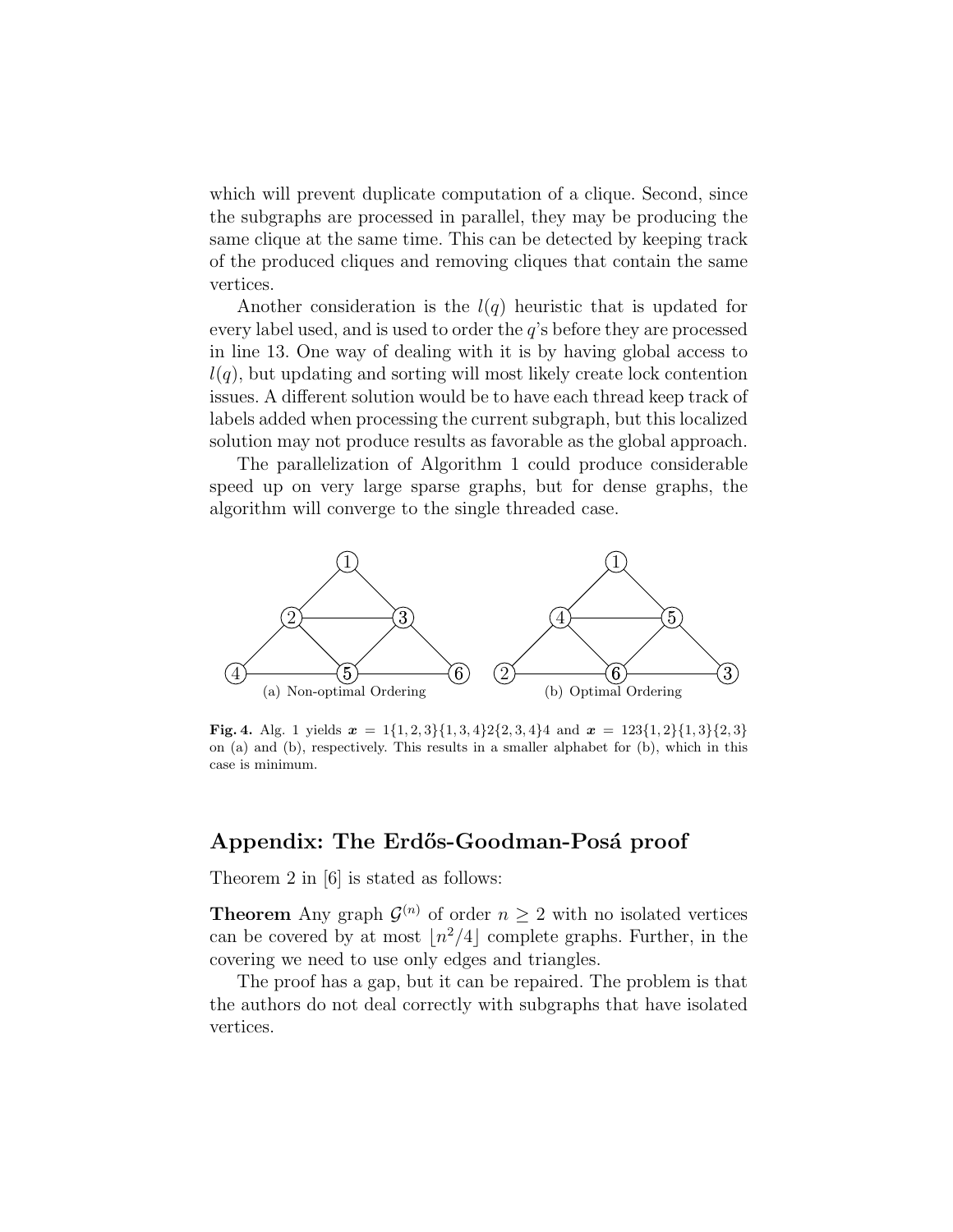which will prevent duplicate computation of a clique. Second, since the subgraphs are processed in parallel, they may be producing the same clique at the same time. This can be detected by keeping track of the produced cliques and removing cliques that contain the same vertices.

Another consideration is the $l(q)$ heuristic that is updated for every label used, and is used to order the $q$'s before they are processed in line 13. One way of dealing with it is by having global access to $l(q)$, but updating and sorting will most likely create lock contention issues. A different solution would be to have each thread keep track of labels added when processing the current subgraph, but this localized solution may not produce results as favorable as the global approach.

The parallelization of Algorithm 1 could produce considerable speed up on very large sparse graphs, but for dense graphs, the algorithm will converge to the single threaded case.

(a) Non-optimal Ordering

(b) Optimal Ordering

**Fig. 4.** Alg. 1 yields $\boldsymbol{x} = 1\{1,2,3\}\{1,3,4\}2\{2,3,4\}4$ and $\boldsymbol{x} = 123\{1,2\}\{1,3\}\{2,3\}$ on (a) and (b), respectively. This results in a smaller alphabet for (b), which in this case is minimum.

## Appendix: The Erdős-Goodman-Posá proof

Theorem 2 in [6] is stated as follows:

**Theorem** Any graph $\mathcal{G}^{(n)}$ of order $n \geq 2$ with no isolated vertices can be covered by at most $\lfloor n^2/4 \rfloor$ complete graphs. Further, in the covering we need to use only edges and triangles.

The proof has a gap, but it can be repaired. The problem is that the authors do not deal correctly with subgraphs that have isolated vertices.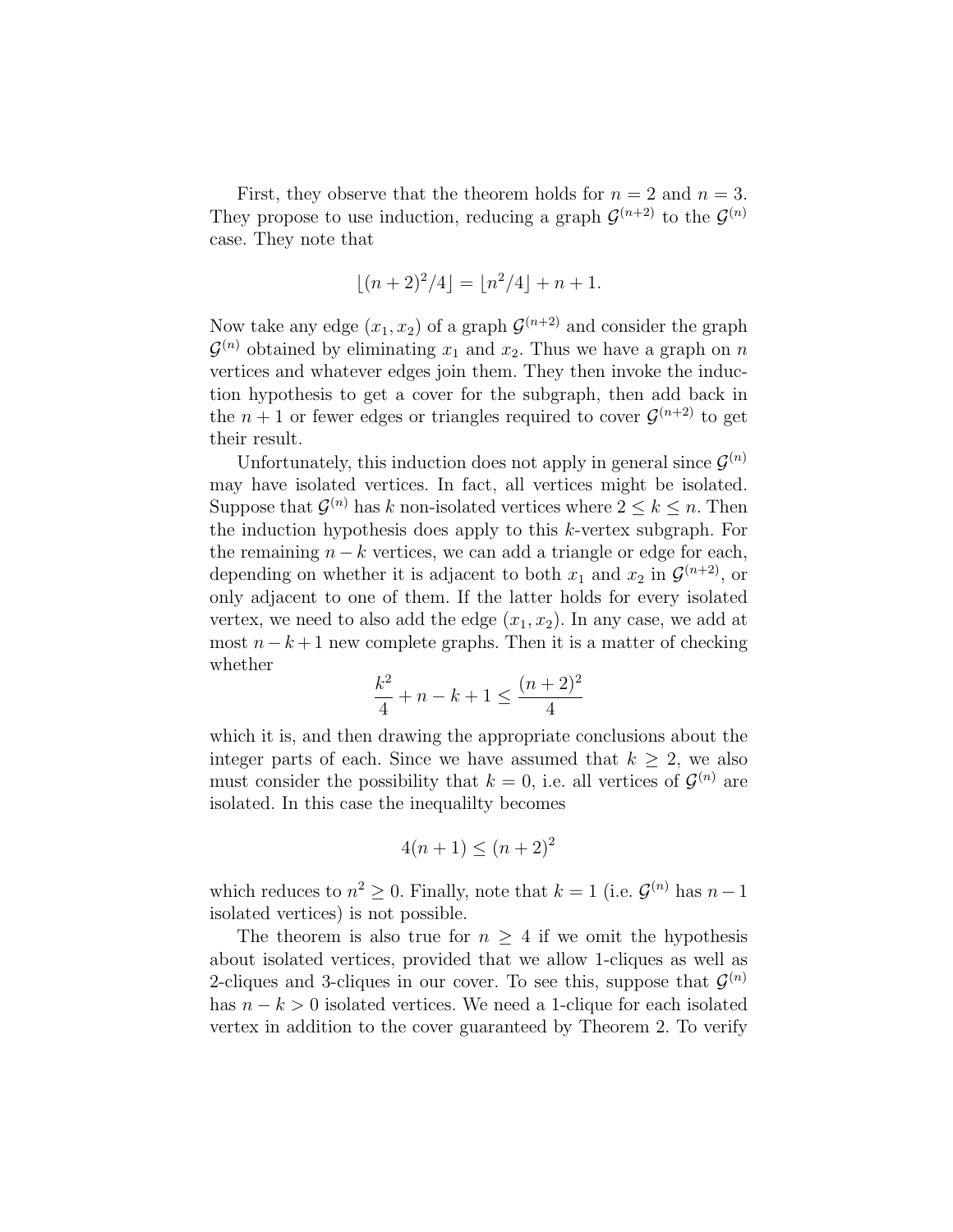First, they observe that the theorem holds for $n = 2$ and $n = 3$. They propose to use induction, reducing a graph $\mathcal{G}^{(n+2)}$ to the $\mathcal{G}^{(n)}$ case. They note that

$$\lfloor (n+2)^2/4 \rfloor = \lfloor n^2/4 \rfloor + n + 1.$$

Now take any edge $(x_1, x_2)$ of a graph $\mathcal{G}^{(n+2)}$ and consider the graph $\mathcal{G}^{(n)}$ obtained by eliminating $x_1$ and $x_2$. Thus we have a graph on $n$ vertices and whatever edges join them. They then invoke the induction hypothesis to get a cover for the subgraph, then add back in the $n+1$ or fewer edges or triangles required to cover $\mathcal{G}^{(n+2)}$ to get their result.

Unfortunately, this induction does not apply in general since $\mathcal{G}^{(n)}$ may have isolated vertices. In fact, all vertices might be isolated. Suppose that $\mathcal{G}^{(n)}$ has $k$ non-isolated vertices where $2 \le k \le n$. Then the induction hypothesis does apply to this $k$-vertex subgraph. For the remaining $n - k$ vertices, we can add a triangle or edge for each, depending on whether it is adjacent to both $x_1$ and $x_2$ in $\mathcal{G}^{(n+2)}$, or only adjacent to one of them. If the latter holds for every isolated vertex, we need to also add the edge $(x_1, x_2)$. In any case, we add at most $n - k + 1$ new complete graphs. Then it is a matter of checking whether

$$\frac{k^2}{4} + n - k + 1 \le \frac{(n+2)^2}{4}$$

which it is, and then drawing the appropriate conclusions about the integer parts of each. Since we have assumed that $k \ge 2$, we also must consider the possibility that $k = 0$, i.e. all vertices of $\mathcal{G}^{(n)}$ are isolated. In this case the inequalilty becomes

$$4(n+1) \le (n+2)^2$$

which reduces to $n^2 \ge 0$. Finally, note that $k = 1$ (i.e. $\mathcal{G}^{(n)}$ has $n-1$ isolated vertices) is not possible.

The theorem is also true for $n \ge 4$ if we omit the hypothesis about isolated vertices, provided that we allow 1-cliques as well as 2-cliques and 3-cliques in our cover. To see this, suppose that $\mathcal{G}^{(n)}$ has $n - k > 0$ isolated vertices. We need a 1-clique for each isolated vertex in addition to the cover guaranteed by Theorem 2. To verify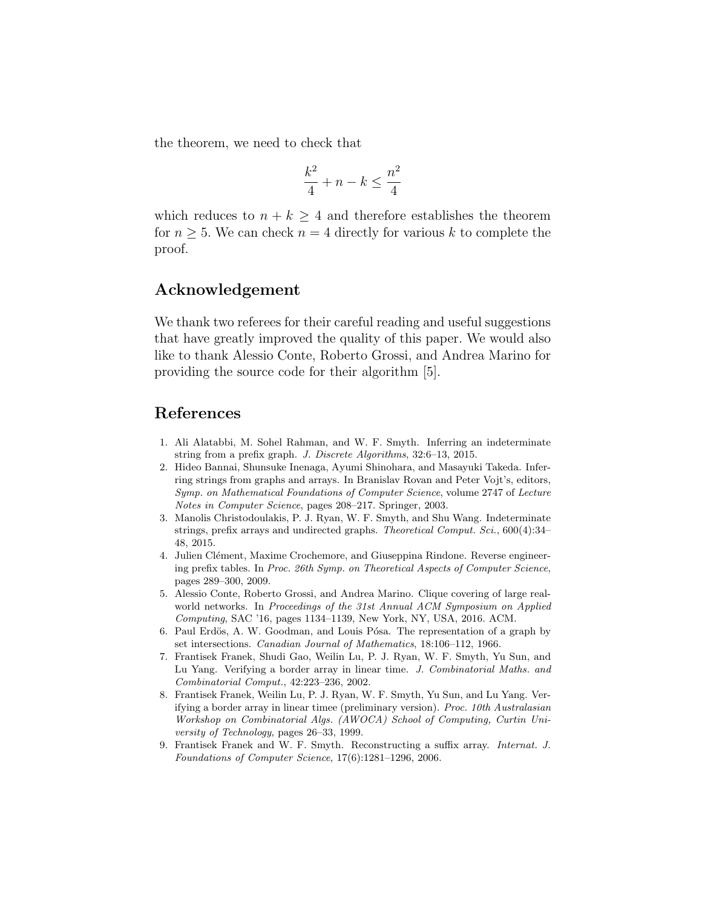the theorem, we need to check that

$$\frac{k^2}{4} + n - k \leq \frac{n^2}{4}$$

which reduces to $n + k \geq 4$ and therefore establishes the theorem for $n \geq 5$. We can check $n = 4$ directly for various $k$ to complete the proof.

## Acknowledgement

We thank two referees for their careful reading and useful suggestions that have greatly improved the quality of this paper. We would also like to thank Alessio Conte, Roberto Grossi, and Andrea Marino for providing the source code for their algorithm [5].

## References

1. Ali Alatabbi, M. Sohel Rahman, and W. F. Smyth. Inferring an indeterminate string from a prefix graph. *J. Discrete Algorithms*, 32:6–13, 2015.
2. Hideo Bannai, Shunsuke Inenaga, Ayumi Shinohara, and Masayuki Takeda. Inferring strings from graphs and arrays. In Branislav Rovan and Peter Vojt's, editors, *Symp. on Mathematical Foundations of Computer Science*, volume 2747 of *Lecture Notes in Computer Science*, pages 208–217. Springer, 2003.
3. Manolis Christodoulakis, P. J. Ryan, W. F. Smyth, and Shu Wang. Indeterminate strings, prefix arrays and undirected graphs. *Theoretical Comput. Sci.*, 600(4):34–48, 2015.
4. Julien Clément, Maxime Crochemore, and Giuseppina Rindone. Reverse engineering prefix tables. In *Proc. 26th Symp. on Theoretical Aspects of Computer Science*, pages 289–300, 2009.
5. Alessio Conte, Roberto Grossi, and Andrea Marino. Clique covering of large real-world networks. In *Proceedings of the 31st Annual ACM Symposium on Applied Computing*, SAC '16, pages 1134–1139, New York, NY, USA, 2016. ACM.
6. Paul Erdös, A. W. Goodman, and Louis Pósa. The representation of a graph by set intersections. *Canadian Journal of Mathematics*, 18:106–112, 1966.
7. Frantisek Franek, Shudi Gao, Weilin Lu, P. J. Ryan, W. F. Smyth, Yu Sun, and Lu Yang. Verifying a border array in linear time. *J. Combinatorial Maths. and Combinatorial Comput.*, 42:223–236, 2002.
8. Frantisek Franek, Weilin Lu, P. J. Ryan, W. F. Smyth, Yu Sun, and Lu Yang. Verifying a border array in linear timee (preliminary version). *Proc. 10th Australasian Workshop on Combinatorial Algs. (AWOCA) School of Computing, Curtin University of Technology*, pages 26–33, 1999.
9. Frantisek Franek and W. F. Smyth. Reconstructing a suffix array. *Internat. J. Foundations of Computer Science*, 17(6):1281–1296, 2006.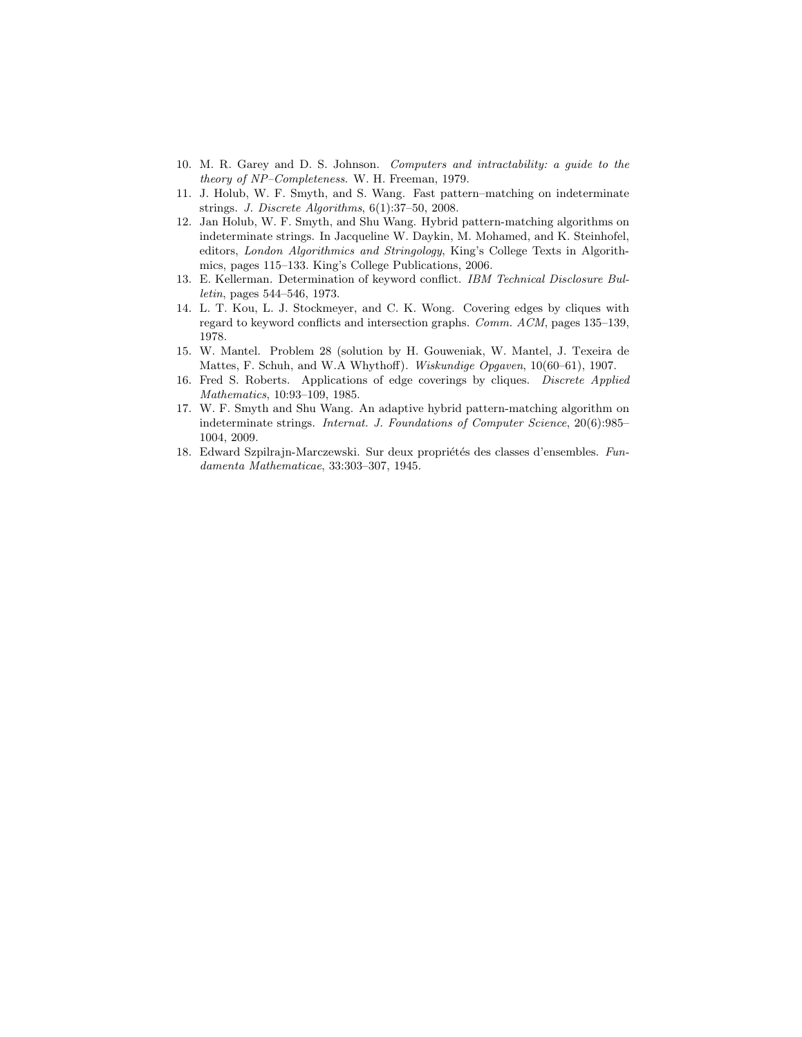10. M. R. Garey and D. S. Johnson. *Computers and intractability: a guide to the theory of NP–Completeness*. W. H. Freeman, 1979.
11. J. Holub, W. F. Smyth, and S. Wang. Fast pattern–matching on indeterminate strings. *J. Discrete Algorithms*, 6(1):37–50, 2008.
12. Jan Holub, W. F. Smyth, and Shu Wang. Hybrid pattern-matching algorithms on indeterminate strings. In Jacqueline W. Daykin, M. Mohamed, and K. Steinhofel, editors, *London Algorithmics and Stringology*, King's College Texts in Algorithmics, pages 115–133. King's College Publications, 2006.
13. E. Kellerman. Determination of keyword conflict. *IBM Technical Disclosure Bulletin*, pages 544–546, 1973.
14. L. T. Kou, L. J. Stockmeyer, and C. K. Wong. Covering edges by cliques with regard to keyword conflicts and intersection graphs. *Comm. ACM*, pages 135–139, 1978.
15. W. Mantel. Problem 28 (solution by H. Gouweniak, W. Mantel, J. Texeira de Mattes, F. Schuh, and W.A Whythoff). *Wiskundige Opgaven*, 10(60–61), 1907.
16. Fred S. Roberts. Applications of edge coverings by cliques. *Discrete Applied Mathematics*, 10:93–109, 1985.
17. W. F. Smyth and Shu Wang. An adaptive hybrid pattern-matching algorithm on indeterminate strings. *Internat. J. Foundations of Computer Science*, 20(6):985–1004, 2009.
18. Edward Szpilrajn-Marczewski. Sur deux propriétés des classes d'ensembles. *Fundamenta Mathematicae*, 33:303–307, 1945.